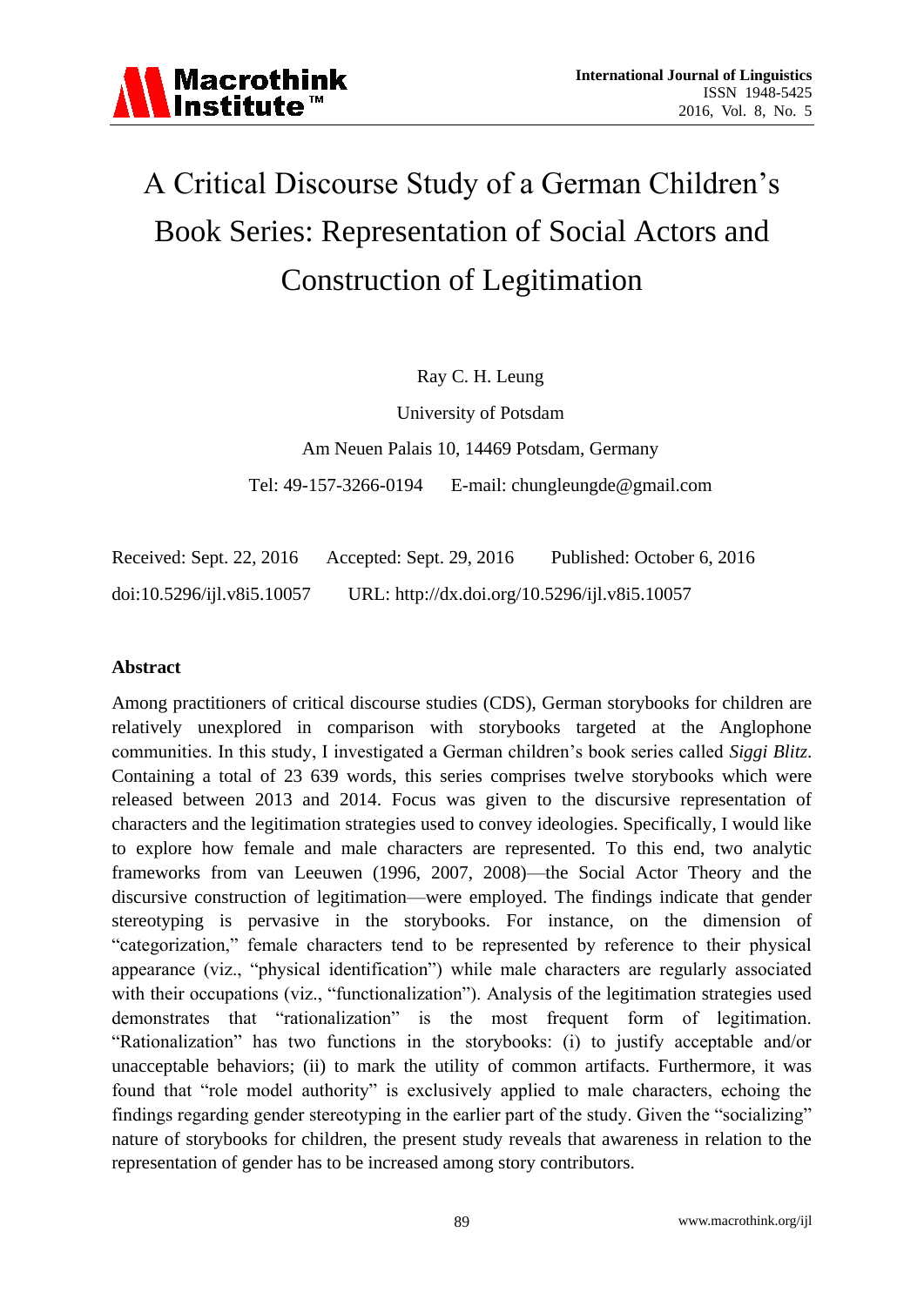# A Critical Discourse Study of a German Children's Book Series: Representation of Social Actors and Construction of Legitimation

Ray C. H. Leung

University of Potsdam

Am Neuen Palais 10, 14469 Potsdam, Germany

Tel: 49-157-3266-0194 E-mail: chungleungde@gmail.com

Received: Sept. 22, 2016 Accepted: Sept. 29, 2016 Published: October 6, 2016

doi:10.5296/ijl.v8i5.10057 URL: http://dx.doi.org/10.5296/ijl.v8i5.10057

## Abstract

Among practitioners of critical discourse studies (CDS), German storybooks for children are relatively unexplored in comparison with storybooks targeted at the Anglophone communities. In this study, I investigated a German children's book series called *Siggi Blitz*. Containing a total of 23 639 words, this series comprises twelve storybooks which were released between 2013 and 2014. Focus was given to the discursive representation of characters and the legitimation strategies used to convey ideologies. Specifically, I would like to explore how female and male characters are represented. To this end, two analytic frameworks from van Leeuwen (1996, 2007, 2008)—the Social Actor Theory and the discursive construction of legitimation—were employed. The findings indicate that gender stereotyping is pervasive in the storybooks. For instance, on the dimension of "categorization," female characters tend to be represented by reference to their physical appearance (viz., "physical identification") while male characters are regularly associated with their occupations (viz., "functionalization"). Analysis of the legitimation strategies used demonstrates that "rationalization" is the most frequent form of legitimation. "Rationalization" has two functions in the storybooks: (i) to justify acceptable and/or unacceptable behaviors; (ii) to mark the utility of common artifacts. Furthermore, it was found that "role model authority" is exclusively applied to male characters, echoing the findings regarding gender stereotyping in the earlier part of the study. Given the "socializing" nature of storybooks for children, the present study reveals that awareness in relation to the representation of gender has to be increased among story contributors.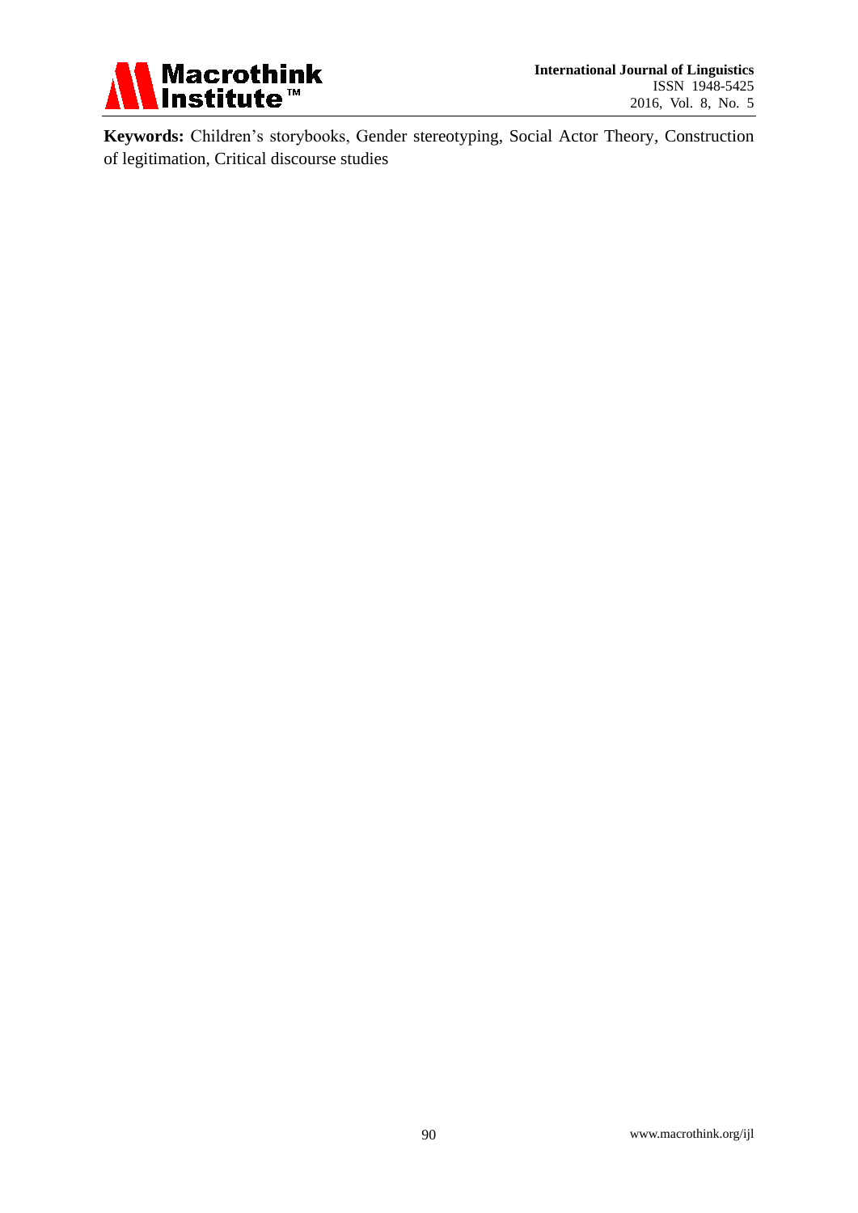**Keywords:** Children's storybooks, Gender stereotyping, Social Actor Theory, Construction of legitimation, Critical discourse studies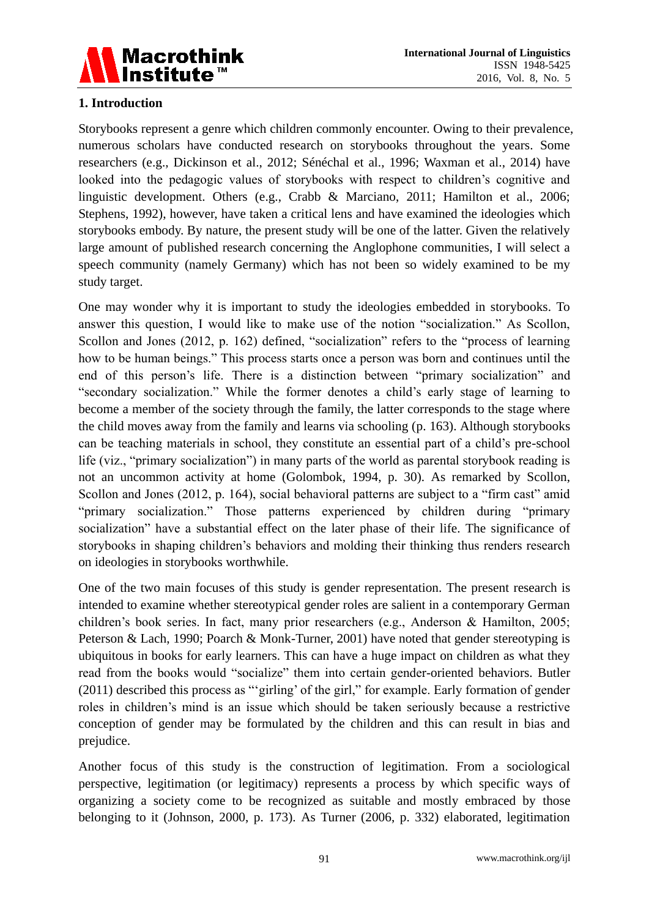## 1. Introduction

Storybooks represent a genre which children commonly encounter. Owing to their prevalence, numerous scholars have conducted research on storybooks throughout the years. Some researchers (e.g., Dickinson et al., 2012; Sénéchal et al., 1996; Waxman et al., 2014) have looked into the pedagogic values of storybooks with respect to children's cognitive and linguistic development. Others (e.g., Crabb & Marciano, 2011; Hamilton et al., 2006; Stephens, 1992), however, have taken a critical lens and have examined the ideologies which storybooks embody. By nature, the present study will be one of the latter. Given the relatively large amount of published research concerning the Anglophone communities, I will select a speech community (namely Germany) which has not been so widely examined to be my study target.

One may wonder why it is important to study the ideologies embedded in storybooks. To answer this question, I would like to make use of the notion "socialization." As Scollon, Scollon and Jones (2012, p. 162) defined, "socialization" refers to the "process of learning how to be human beings." This process starts once a person was born and continues until the end of this person's life. There is a distinction between "primary socialization" and "secondary socialization." While the former denotes a child's early stage of learning to become a member of the society through the family, the latter corresponds to the stage where the child moves away from the family and learns via schooling (p. 163). Although storybooks can be teaching materials in school, they constitute an essential part of a child's pre-school life (viz., "primary socialization") in many parts of the world as parental storybook reading is not an uncommon activity at home (Golombok, 1994, p. 30). As remarked by Scollon, Scollon and Jones (2012, p. 164), social behavioral patterns are subject to a "firm cast" amid "primary socialization." Those patterns experienced by children during "primary socialization" have a substantial effect on the later phase of their life. The significance of storybooks in shaping children's behaviors and molding their thinking thus renders research on ideologies in storybooks worthwhile.

One of the two main focuses of this study is gender representation. The present research is intended to examine whether stereotypical gender roles are salient in a contemporary German children's book series. In fact, many prior researchers (e.g., Anderson & Hamilton, 2005; Peterson & Lach, 1990; Poarch & Monk-Turner, 2001) have noted that gender stereotyping is ubiquitous in books for early learners. This can have a huge impact on children as what they read from the books would "socialize" them into certain gender-oriented behaviors. Butler (2011) described this process as "'girling' of the girl," for example. Early formation of gender roles in children's mind is an issue which should be taken seriously because a restrictive conception of gender may be formulated by the children and this can result in bias and prejudice.

Another focus of this study is the construction of legitimation. From a sociological perspective, legitimation (or legitimacy) represents a process by which specific ways of organizing a society come to be recognized as suitable and mostly embraced by those belonging to it (Johnson, 2000, p. 173). As Turner (2006, p. 332) elaborated, legitimation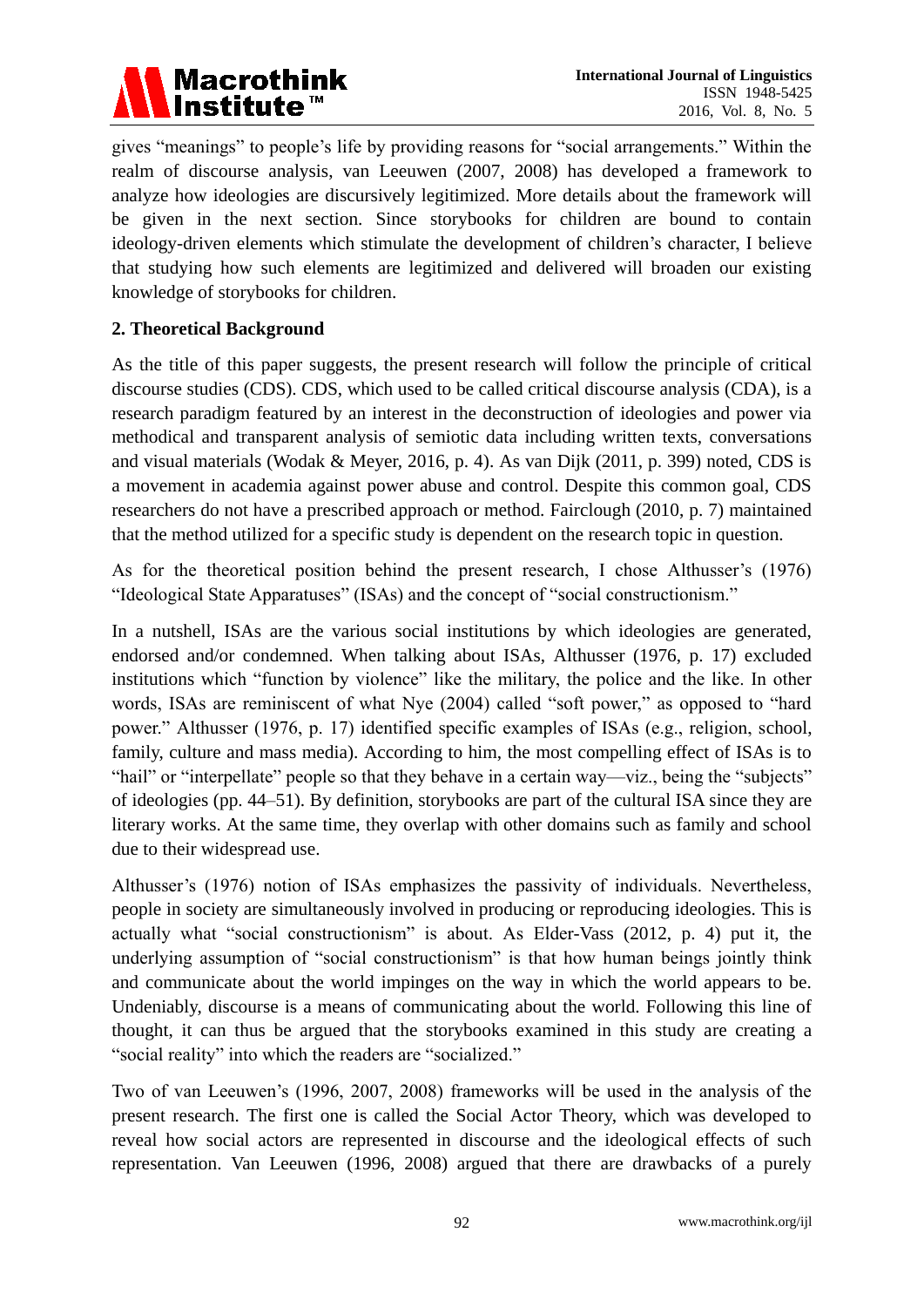gives "meanings" to people's life by providing reasons for "social arrangements." Within the realm of discourse analysis, van Leeuwen (2007, 2008) has developed a framework to analyze how ideologies are discursively legitimized. More details about the framework will be given in the next section. Since storybooks for children are bound to contain ideology-driven elements which stimulate the development of children's character, I believe that studying how such elements are legitimized and delivered will broaden our existing knowledge of storybooks for children.

## 2. Theoretical Background

As the title of this paper suggests, the present research will follow the principle of critical discourse studies (CDS). CDS, which used to be called critical discourse analysis (CDA), is a research paradigm featured by an interest in the deconstruction of ideologies and power via methodical and transparent analysis of semiotic data including written texts, conversations and visual materials (Wodak & Meyer, 2016, p. 4). As van Dijk (2011, p. 399) noted, CDS is a movement in academia against power abuse and control. Despite this common goal, CDS researchers do not have a prescribed approach or method. Fairclough (2010, p. 7) maintained that the method utilized for a specific study is dependent on the research topic in question.

As for the theoretical position behind the present research, I chose Althusser's (1976) "Ideological State Apparatuses" (ISAs) and the concept of "social constructionism."

In a nutshell, ISAs are the various social institutions by which ideologies are generated, endorsed and/or condemned. When talking about ISAs, Althusser (1976, p. 17) excluded institutions which "function by violence" like the military, the police and the like. In other words, ISAs are reminiscent of what Nye (2004) called "soft power," as opposed to "hard power." Althusser (1976, p. 17) identified specific examples of ISAs (e.g., religion, school, family, culture and mass media). According to him, the most compelling effect of ISAs is to "hail" or "interpellate" people so that they behave in a certain way—viz., being the "subjects" of ideologies (pp. 44–51). By definition, storybooks are part of the cultural ISA since they are literary works. At the same time, they overlap with other domains such as family and school due to their widespread use.

Althusser's (1976) notion of ISAs emphasizes the passivity of individuals. Nevertheless, people in society are simultaneously involved in producing or reproducing ideologies. This is actually what "social constructionism" is about. As Elder-Vass (2012, p. 4) put it, the underlying assumption of "social constructionism" is that how human beings jointly think and communicate about the world impinges on the way in which the world appears to be. Undeniably, discourse is a means of communicating about the world. Following this line of thought, it can thus be argued that the storybooks examined in this study are creating a "social reality" into which the readers are "socialized."

Two of van Leeuwen's (1996, 2007, 2008) frameworks will be used in the analysis of the present research. The first one is called the Social Actor Theory, which was developed to reveal how social actors are represented in discourse and the ideological effects of such representation. Van Leeuwen (1996, 2008) argued that there are drawbacks of a purely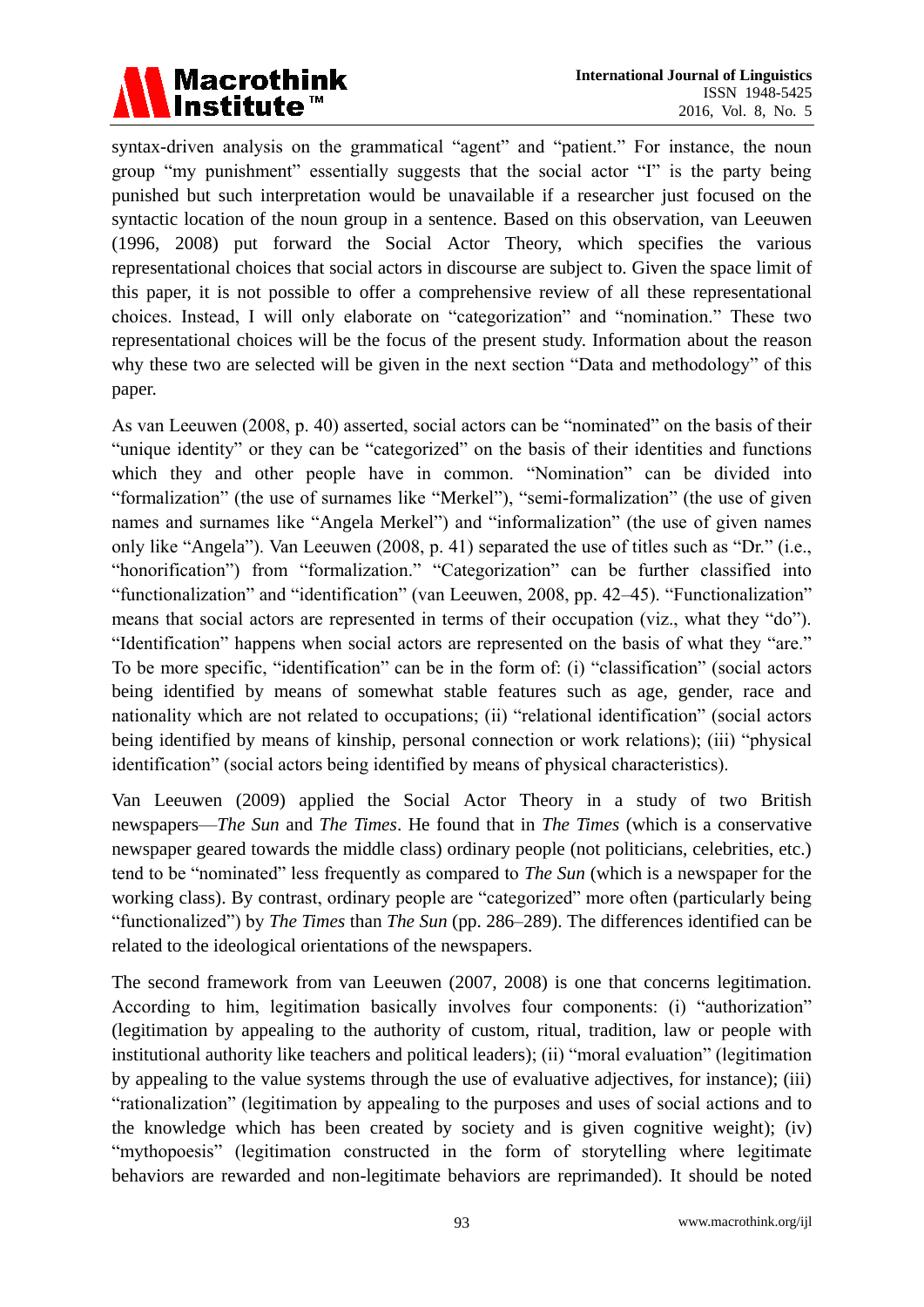syntax-driven analysis on the grammatical "agent" and "patient." For instance, the noun group "my punishment" essentially suggests that the social actor "I" is the party being punished but such interpretation would be unavailable if a researcher just focused on the syntactic location of the noun group in a sentence. Based on this observation, van Leeuwen (1996, 2008) put forward the Social Actor Theory, which specifies the various representational choices that social actors in discourse are subject to. Given the space limit of this paper, it is not possible to offer a comprehensive review of all these representational choices. Instead, I will only elaborate on "categorization" and "nomination." These two representational choices will be the focus of the present study. Information about the reason why these two are selected will be given in the next section "Data and methodology" of this paper.

As van Leeuwen (2008, p. 40) asserted, social actors can be "nominated" on the basis of their "unique identity" or they can be "categorized" on the basis of their identities and functions which they and other people have in common. "Nomination" can be divided into "formalization" (the use of surnames like "Merkel"), "semi-formalization" (the use of given names and surnames like "Angela Merkel") and "informalization" (the use of given names only like "Angela"). Van Leeuwen (2008, p. 41) separated the use of titles such as "Dr." (i.e., "honorification") from "formalization." "Categorization" can be further classified into "functionalization" and "identification" (van Leeuwen, 2008, pp. 42–45). "Functionalization" means that social actors are represented in terms of their occupation (viz., what they "do"). "Identification" happens when social actors are represented on the basis of what they "are." To be more specific, "identification" can be in the form of: (i) "classification" (social actors being identified by means of somewhat stable features such as age, gender, race and nationality which are not related to occupations; (ii) "relational identification" (social actors being identified by means of kinship, personal connection or work relations); (iii) "physical identification" (social actors being identified by means of physical characteristics).

Van Leeuwen (2009) applied the Social Actor Theory in a study of two British newspapers—*The Sun* and *The Times*. He found that in *The Times* (which is a conservative newspaper geared towards the middle class) ordinary people (not politicians, celebrities, etc.) tend to be "nominated" less frequently as compared to *The Sun* (which is a newspaper for the working class). By contrast, ordinary people are "categorized" more often (particularly being "functionalized") by *The Times* than *The Sun* (pp. 286–289). The differences identified can be related to the ideological orientations of the newspapers.

The second framework from van Leeuwen (2007, 2008) is one that concerns legitimation. According to him, legitimation basically involves four components: (i) "authorization" (legitimation by appealing to the authority of custom, ritual, tradition, law or people with institutional authority like teachers and political leaders); (ii) "moral evaluation" (legitimation by appealing to the value systems through the use of evaluative adjectives, for instance); (iii) "rationalization" (legitimation by appealing to the purposes and uses of social actions and to the knowledge which has been created by society and is given cognitive weight); (iv) "mythopoesis" (legitimation constructed in the form of storytelling where legitimate behaviors are rewarded and non-legitimate behaviors are reprimanded). It should be noted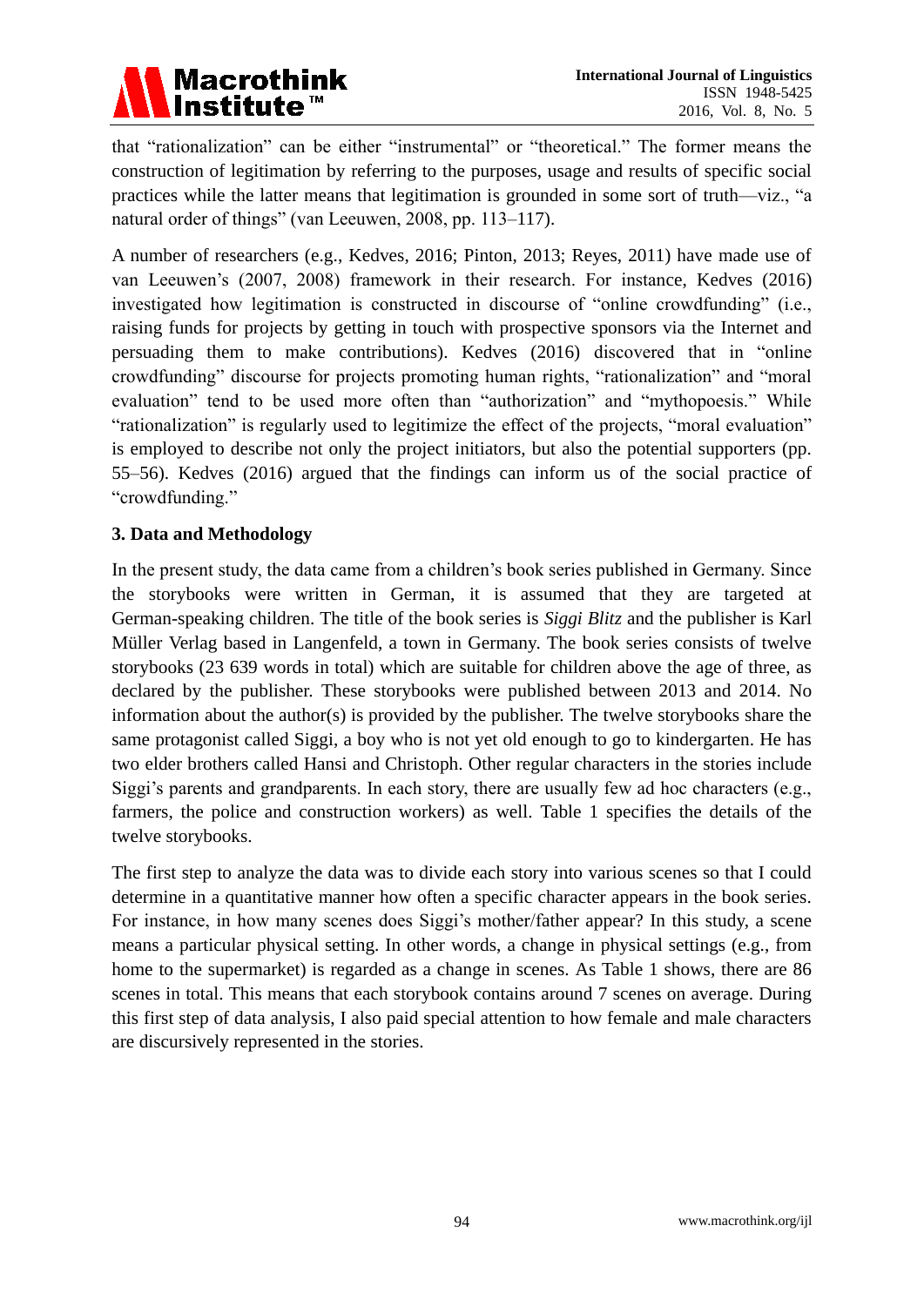that "rationalization" can be either "instrumental" or "theoretical." The former means the construction of legitimation by referring to the purposes, usage and results of specific social practices while the latter means that legitimation is grounded in some sort of truth—viz., "a natural order of things" (van Leeuwen, 2008, pp. 113–117).

A number of researchers (e.g., Kedves, 2016; Pinton, 2013; Reyes, 2011) have made use of van Leeuwen's (2007, 2008) framework in their research. For instance, Kedves (2016) investigated how legitimation is constructed in discourse of "online crowdfunding" (i.e., raising funds for projects by getting in touch with prospective sponsors via the Internet and persuading them to make contributions). Kedves (2016) discovered that in "online crowdfunding" discourse for projects promoting human rights, "rationalization" and "moral evaluation" tend to be used more often than "authorization" and "mythopoesis." While "rationalization" is regularly used to legitimize the effect of the projects, "moral evaluation" is employed to describe not only the project initiators, but also the potential supporters (pp. 55–56). Kedves (2016) argued that the findings can inform us of the social practice of "crowdfunding."

## 3. Data and Methodology

In the present study, the data came from a children's book series published in Germany. Since the storybooks were written in German, it is assumed that they are targeted at German-speaking children. The title of the book series is *Siggi Blitz* and the publisher is Karl Müller Verlag based in Langenfeld, a town in Germany. The book series consists of twelve storybooks (23 639 words in total) which are suitable for children above the age of three, as declared by the publisher. These storybooks were published between 2013 and 2014. No information about the author(s) is provided by the publisher. The twelve storybooks share the same protagonist called Siggi, a boy who is not yet old enough to go to kindergarten. He has two elder brothers called Hansi and Christoph. Other regular characters in the stories include Siggi's parents and grandparents. In each story, there are usually few ad hoc characters (e.g., farmers, the police and construction workers) as well. Table 1 specifies the details of the twelve storybooks.

The first step to analyze the data was to divide each story into various scenes so that I could determine in a quantitative manner how often a specific character appears in the book series. For instance, in how many scenes does Siggi's mother/father appear? In this study, a scene means a particular physical setting. In other words, a change in physical settings (e.g., from home to the supermarket) is regarded as a change in scenes. As Table 1 shows, there are 86 scenes in total. This means that each storybook contains around 7 scenes on average. During this first step of data analysis, I also paid special attention to how female and male characters are discursively represented in the stories.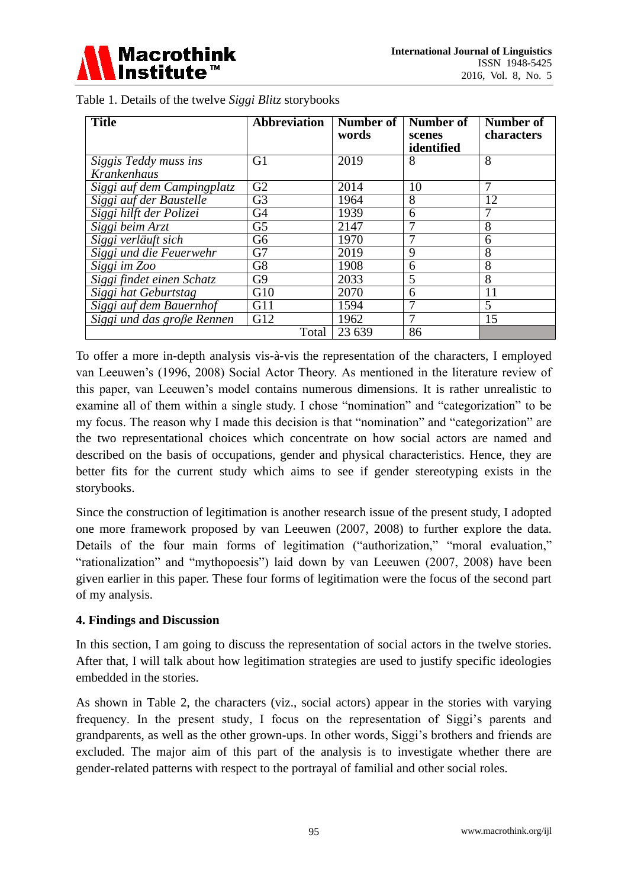Table 1. Details of the twelve *Siggi Blitz* storybooks

| Title | Abbreviation | Number of words | Number of scenes identified | Number of characters |
|---|---|---|---|---|
| *Siggis Teddy muss ins Krankenhaus* | G1 | 2019 | 8 | 8 |
| *Siggi auf dem Campingplatz* | G2 | 2014 | 10 | 7 |
| *Siggi auf der Baustelle* | G3 | 1964 | 8 | 12 |
| *Siggi hilft der Polizei* | G4 | 1939 | 6 | 7 |
| *Siggi beim Arzt* | G5 | 2147 | 7 | 8 |
| *Siggi verläuft sich* | G6 | 1970 | 7 | 6 |
| *Siggi und die Feuerwehr* | G7 | 2019 | 9 | 8 |
| *Siggi im Zoo* | G8 | 1908 | 6 | 8 |
| *Siggi findet einen Schatz* | G9 | 2033 | 5 | 8 |
| *Siggi hat Geburtstag* | G10 | 2070 | 6 | 11 |
| *Siggi auf dem Bauernhof* | G11 | 1594 | 7 | 5 |
| *Siggi und das große Rennen* | G12 | 1962 | 7 | 15 |
| | Total | 23 639 | 86 | |

To offer a more in-depth analysis vis-à-vis the representation of the characters, I employed van Leeuwen's (1996, 2008) Social Actor Theory. As mentioned in the literature review of this paper, van Leeuwen's model contains numerous dimensions. It is rather unrealistic to examine all of them within a single study. I chose "nomination" and "categorization" to be my focus. The reason why I made this decision is that "nomination" and "categorization" are the two representational choices which concentrate on how social actors are named and described on the basis of occupations, gender and physical characteristics. Hence, they are better fits for the current study which aims to see if gender stereotyping exists in the storybooks.

Since the construction of legitimation is another research issue of the present study, I adopted one more framework proposed by van Leeuwen (2007, 2008) to further explore the data. Details of the four main forms of legitimation ("authorization," "moral evaluation," "rationalization" and "mythopoesis") laid down by van Leeuwen (2007, 2008) have been given earlier in this paper. These four forms of legitimation were the focus of the second part of my analysis.

## 4. Findings and Discussion

In this section, I am going to discuss the representation of social actors in the twelve stories. After that, I will talk about how legitimation strategies are used to justify specific ideologies embedded in the stories.

As shown in Table 2, the characters (viz., social actors) appear in the stories with varying frequency. In the present study, I focus on the representation of Siggi's parents and grandparents, as well as the other grown-ups. In other words, Siggi's brothers and friends are excluded. The major aim of this part of the analysis is to investigate whether there are gender-related patterns with respect to the portrayal of familial and other social roles.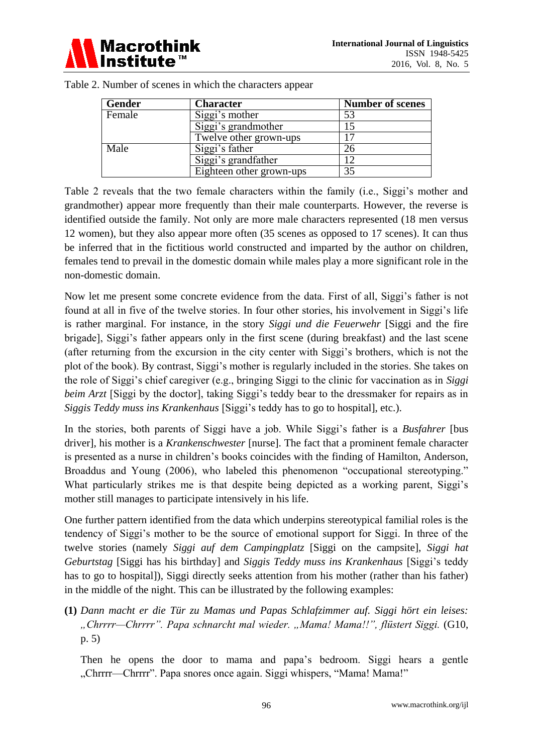Table 2. Number of scenes in which the characters appear

| Gender | Character | Number of scenes |
|---|---|---|
| Female | Siggi's mother | 53 |
| | Siggi's grandmother | 15 |
| | Twelve other grown-ups | 17 |
| Male | Siggi's father | 26 |
| | Siggi's grandfather | 12 |
| | Eighteen other grown-ups | 35 |

Table 2 reveals that the two female characters within the family (i.e., Siggi's mother and grandmother) appear more frequently than their male counterparts. However, the reverse is identified outside the family. Not only are more male characters represented (18 men versus 12 women), but they also appear more often (35 scenes as opposed to 17 scenes). It can thus be inferred that in the fictitious world constructed and imparted by the author on children, females tend to prevail in the domestic domain while males play a more significant role in the non-domestic domain.

Now let me present some concrete evidence from the data. First of all, Siggi's father is not found at all in five of the twelve stories. In four other stories, his involvement in Siggi's life is rather marginal. For instance, in the story *Siggi und die Feuerwehr* [Siggi and the fire brigade], Siggi's father appears only in the first scene (during breakfast) and the last scene (after returning from the excursion in the city center with Siggi's brothers, which is not the plot of the book). By contrast, Siggi's mother is regularly included in the stories. She takes on the role of Siggi's chief caregiver (e.g., bringing Siggi to the clinic for vaccination as in *Siggi beim Arzt* [Siggi by the doctor], taking Siggi's teddy bear to the dressmaker for repairs as in *Siggis Teddy muss ins Krankenhaus* [Siggi's teddy has to go to hospital], etc.).

In the stories, both parents of Siggi have a job. While Siggi's father is a *Busfahrer* [bus driver], his mother is a *Krankenschwester* [nurse]. The fact that a prominent female character is presented as a nurse in children's books coincides with the finding of Hamilton, Anderson, Broaddus and Young (2006), who labeled this phenomenon "occupational stereotyping." What particularly strikes me is that despite being depicted as a working parent, Siggi's mother still manages to participate intensively in his life.

One further pattern identified from the data which underpins stereotypical familial roles is the tendency of Siggi's mother to be the source of emotional support for Siggi. In three of the twelve stories (namely *Siggi auf dem Campingplatz* [Siggi on the campsite], *Siggi hat Geburtstag* [Siggi has his birthday] and *Siggis Teddy muss ins Krankenhaus* [Siggi's teddy has to go to hospital]), Siggi directly seeks attention from his mother (rather than his father) in the middle of the night. This can be illustrated by the following examples:

**(1)** *Dann macht er die Tür zu Mamas und Papas Schlafzimmer auf. Siggi hört ein leises: „Chrrrr—Chrrrr". Papa schnarcht mal wieder. „Mama! Mama!!", flüstert Siggi.* (G10, p. 5)

Then he opens the door to mama and papa's bedroom. Siggi hears a gentle „Chrrrr—Chrrrr". Papa snores once again. Siggi whispers, "Mama! Mama!"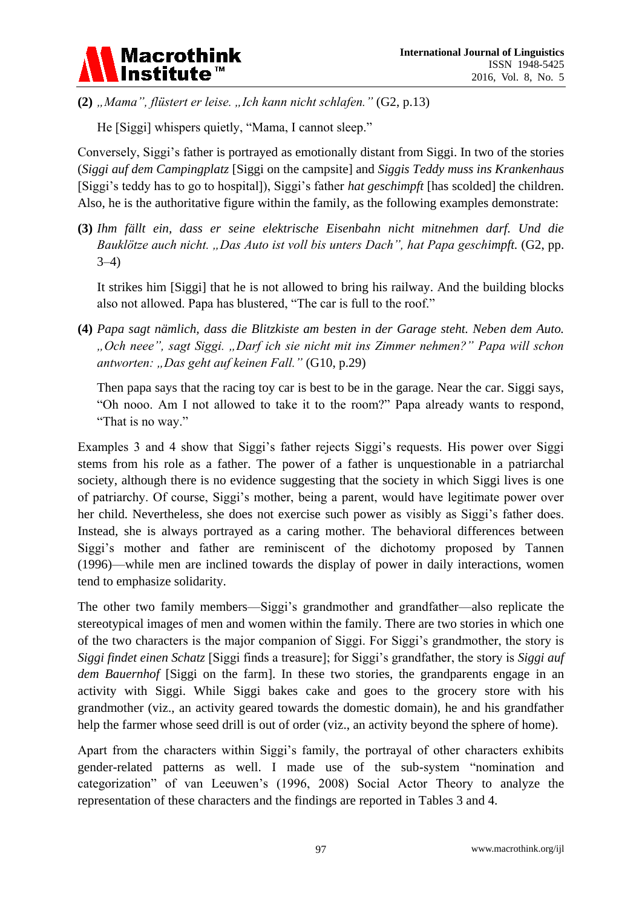**(2)** *„Mama", flüstert er leise. „Ich kann nicht schlafen."* (G2, p.13)

He [Siggi] whispers quietly, "Mama, I cannot sleep."

Conversely, Siggi's father is portrayed as emotionally distant from Siggi. In two of the stories (*Siggi auf dem Campingplatz* [Siggi on the campsite] and *Siggis Teddy muss ins Krankenhaus* [Siggi's teddy has to go to hospital]), Siggi's father *hat geschimpft* [has scolded] the children. Also, he is the authoritative figure within the family, as the following examples demonstrate:

**(3)** *Ihm fällt ein, dass er seine elektrische Eisenbahn nicht mitnehmen darf. Und die Bauklötze auch nicht. „Das Auto ist voll bis unters Dach", hat Papa geschimpft.* (G2, pp. 3–4)

It strikes him [Siggi] that he is not allowed to bring his railway. And the building blocks also not allowed. Papa has blustered, "The car is full to the roof."

**(4)** *Papa sagt nämlich, dass die Blitzkiste am besten in der Garage steht. Neben dem Auto. „Och neee", sagt Siggi. „Darf ich sie nicht mit ins Zimmer nehmen?" Papa will schon antworten: „Das geht auf keinen Fall."* (G10, p.29)

Then papa says that the racing toy car is best to be in the garage. Near the car. Siggi says, "Oh nooo. Am I not allowed to take it to the room?" Papa already wants to respond, "That is no way."

Examples 3 and 4 show that Siggi's father rejects Siggi's requests. His power over Siggi stems from his role as a father. The power of a father is unquestionable in a patriarchal society, although there is no evidence suggesting that the society in which Siggi lives is one of patriarchy. Of course, Siggi's mother, being a parent, would have legitimate power over her child. Nevertheless, she does not exercise such power as visibly as Siggi's father does. Instead, she is always portrayed as a caring mother. The behavioral differences between Siggi's mother and father are reminiscent of the dichotomy proposed by Tannen (1996)—while men are inclined towards the display of power in daily interactions, women tend to emphasize solidarity.

The other two family members—Siggi's grandmother and grandfather—also replicate the stereotypical images of men and women within the family. There are two stories in which one of the two characters is the major companion of Siggi. For Siggi's grandmother, the story is *Siggi findet einen Schatz* [Siggi finds a treasure]; for Siggi's grandfather, the story is *Siggi auf dem Bauernhof* [Siggi on the farm]. In these two stories, the grandparents engage in an activity with Siggi. While Siggi bakes cake and goes to the grocery store with his grandmother (viz., an activity geared towards the domestic domain), he and his grandfather help the farmer whose seed drill is out of order (viz., an activity beyond the sphere of home).

Apart from the characters within Siggi's family, the portrayal of other characters exhibits gender-related patterns as well. I made use of the sub-system "nomination and categorization" of van Leeuwen's (1996, 2008) Social Actor Theory to analyze the representation of these characters and the findings are reported in Tables 3 and 4.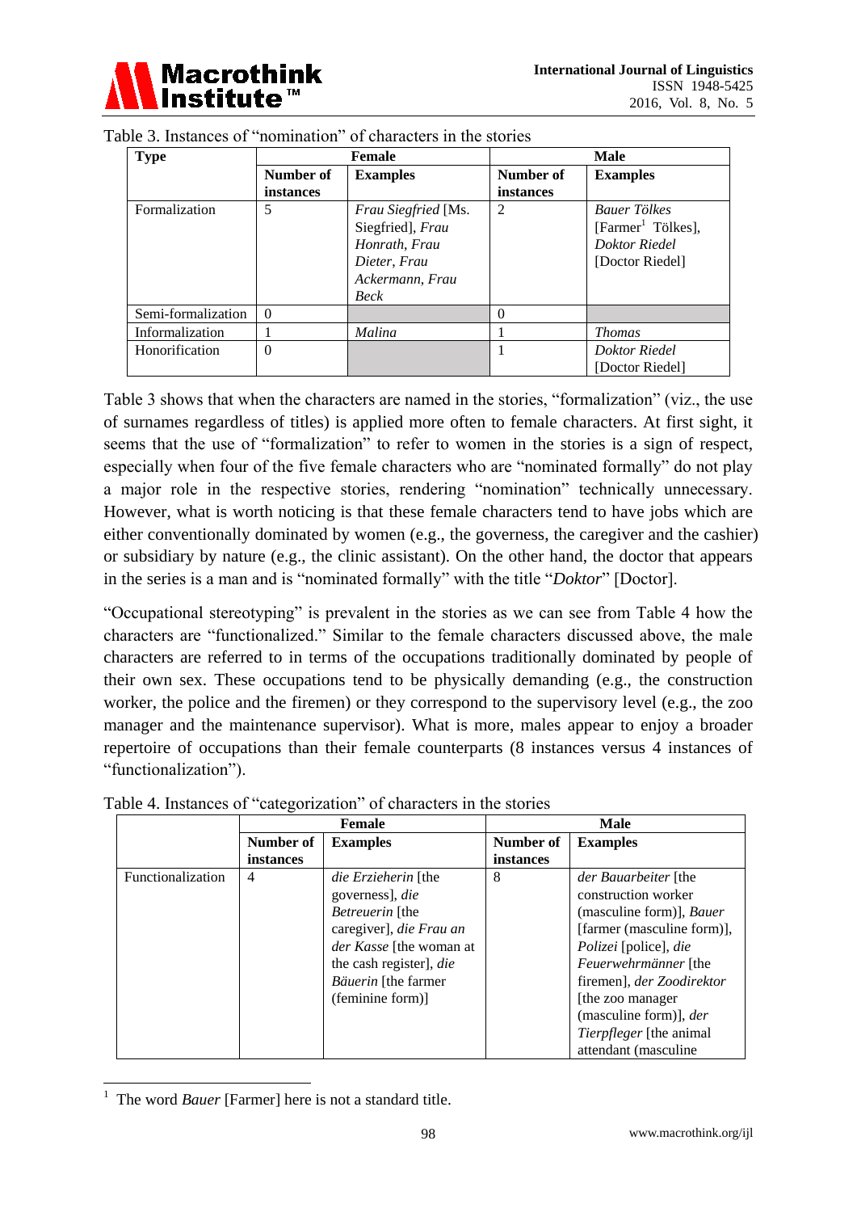Table 3. Instances of "nomination" of characters in the stories

| Type | Female | | Male | |
|---|---|---|---|---|
| | Number of instances | Examples | Number of instances | Examples |
| Formalization | 5 | *Frau Siegfried* [Ms. Siegfried], *Frau Honrath*, *Frau Dieter*, *Frau Ackermann*, *Frau Beck* | 2 | *Bauer Tölkes* [Farmer[1] Tölkes], *Doktor Riedel* [Doctor Riedel] |
| Semi-formalization | 0 | | 0 | |
| Informalization | 1 | *Malina* | 1 | *Thomas* |
| Honorification | 0 | | 1 | *Doktor Riedel* [Doctor Riedel] |

Table 3 shows that when the characters are named in the stories, "formalization" (viz., the use of surnames regardless of titles) is applied more often to female characters. At first sight, it seems that the use of "formalization" to refer to women in the stories is a sign of respect, especially when four of the five female characters who are "nominated formally" do not play a major role in the respective stories, rendering "nomination" technically unnecessary. However, what is worth noticing is that these female characters tend to have jobs which are either conventionally dominated by women (e.g., the governess, the caregiver and the cashier) or subsidiary by nature (e.g., the clinic assistant). On the other hand, the doctor that appears in the series is a man and is "nominated formally" with the title "*Doktor*" [Doctor].

"Occupational stereotyping" is prevalent in the stories as we can see from Table 4 how the characters are "functionalized." Similar to the female characters discussed above, the male characters are referred to in terms of the occupations traditionally dominated by people of their own sex. These occupations tend to be physically demanding (e.g., the construction worker, the police and the firemen) or they correspond to the supervisory level (e.g., the zoo manager and the maintenance supervisor). What is more, males appear to enjoy a broader repertoire of occupations than their female counterparts (8 instances versus 4 instances of "functionalization").

Table 4. Instances of "categorization" of characters in the stories

| | Female | | Male | |
|---|---|---|---|---|
| | Number of instances | Examples | Number of instances | Examples |
| Functionalization | 4 | *die Erzieherin* [the governess], *die Betreuerin* [the caregiver], *die Frau an der Kasse* [the woman at the cash register], *die Bäuerin* [the farmer (feminine form)] | 8 | *der Bauarbeiter* [the construction worker (masculine form)], *Bauer* [farmer (masculine form)], *Polizei* [police], *die Feuerwehrmänner* [the firemen], *der Zoodirektor* [the zoo manager (masculine form)], *der Tierpfleger* [the animal attendant (masculine |

[1] The word *Bauer* [Farmer] here is not a standard title.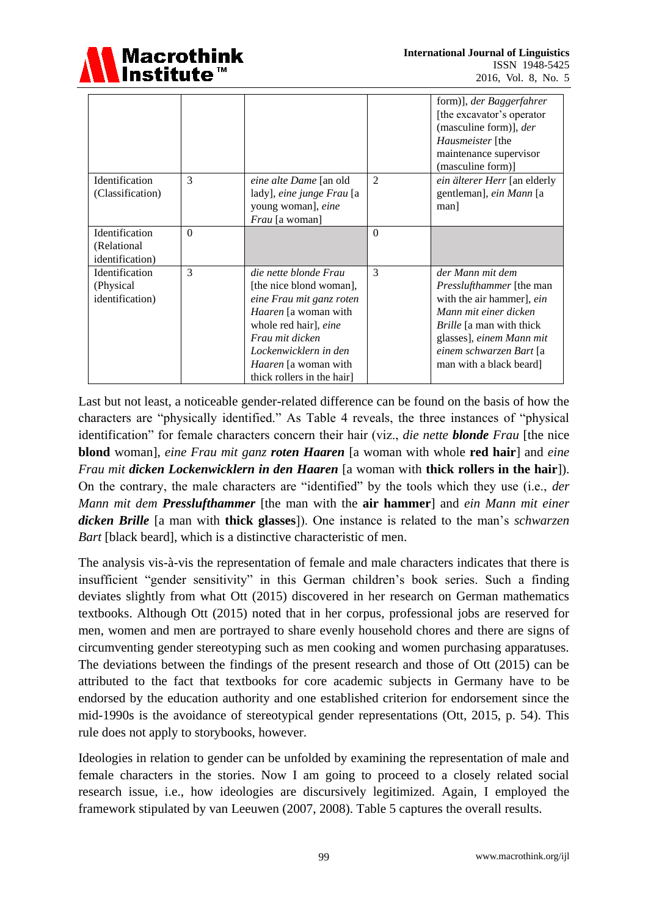| | | | | |
|---|---|---|---|---|
| | | | | form)], *der Baggerfahrer* [the excavator's operator (masculine form)], *der Hausmeister* [the maintenance supervisor (masculine form)] |
| Identification (Classification) | 3 | *eine alte Dame* [an old lady], *eine junge Frau* [a young woman], *eine Frau* [a woman] | 2 | *ein älterer Herr* [an elderly gentleman], *ein Mann* [a man] |
| Identification (Relational identification) | 0 | | 0 | |
| Identification (Physical identification) | 3 | *die nette blonde Frau* [the nice blond woman], *eine Frau mit ganz roten Haaren* [a woman with whole red hair], *eine Frau mit dicken Lockenwicklern in den Haaren* [a woman with thick rollers in the hair] | 3 | *der Mann mit dem Presslufthammer* [the man with the air hammer], *ein Mann mit einer dicken Brille* [a man with thick glasses], *einem Mann mit einem schwarzen Bart* [a man with a black beard] |

Last but not least, a noticeable gender-related difference can be found on the basis of how the characters are "physically identified." As Table 4 reveals, the three instances of "physical identification" for female characters concern their hair (viz., *die nette **blonde** Frau* [the nice **blond** woman], *eine Frau mit ganz **roten Haaren*** [a woman with whole **red hair**] and *eine Frau mit **dicken Lockenwicklern in den Haaren*** [a woman with **thick rollers in the hair**]). On the contrary, the male characters are "identified" by the tools which they use (i.e., *der Mann mit dem **Presslufthammer*** [the man with the **air hammer**] and *ein Mann mit einer **dicken Brille*** [a man with **thick glasses**]). One instance is related to the man's *schwarzen Bart* [black beard], which is a distinctive characteristic of men.

The analysis vis-à-vis the representation of female and male characters indicates that there is insufficient "gender sensitivity" in this German children's book series. Such a finding deviates slightly from what Ott (2015) discovered in her research on German mathematics textbooks. Although Ott (2015) noted that in her corpus, professional jobs are reserved for men, women and men are portrayed to share evenly household chores and there are signs of circumventing gender stereotyping such as men cooking and women purchasing apparatuses. The deviations between the findings of the present research and those of Ott (2015) can be attributed to the fact that textbooks for core academic subjects in Germany have to be endorsed by the education authority and one established criterion for endorsement since the mid-1990s is the avoidance of stereotypical gender representations (Ott, 2015, p. 54). This rule does not apply to storybooks, however.

Ideologies in relation to gender can be unfolded by examining the representation of male and female characters in the stories. Now I am going to proceed to a closely related social research issue, i.e., how ideologies are discursively legitimized. Again, I employed the framework stipulated by van Leeuwen (2007, 2008). Table 5 captures the overall results.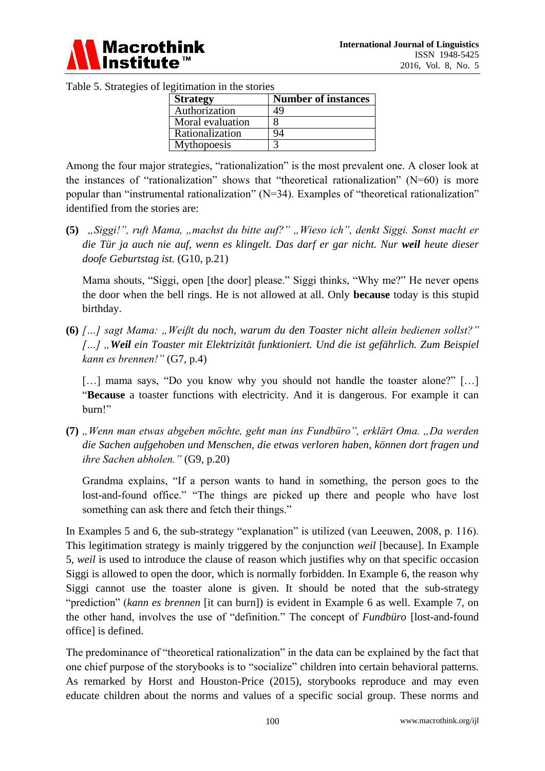Table 5. Strategies of legitimation in the stories

| Strategy | Number of instances |
|---|---|
| Authorization | 49 |
| Moral evaluation | 8 |
| Rationalization | 94 |
| Mythopoesis | 3 |

Among the four major strategies, "rationalization" is the most prevalent one. A closer look at the instances of "rationalization" shows that "theoretical rationalization" (N=60) is more popular than "instrumental rationalization" (N=34). Examples of "theoretical rationalization" identified from the stories are:

**(5)** *„Siggi!", ruft Mama, „machst du bitte auf?" „Wieso ich", denkt Siggi. Sonst macht er die Tür ja auch nie auf, wenn es klingelt. Das darf er gar nicht. Nur **weil** heute dieser doofe Geburtstag ist.* (G10, p.21)

Mama shouts, "Siggi, open [the door] please." Siggi thinks, "Why me?" He never opens the door when the bell rings. He is not allowed at all. Only **because** today is this stupid birthday.

**(6)** *[…] sagt Mama: „Weißt du noch, warum du den Toaster nicht allein bedienen sollst?" […] „**Weil** ein Toaster mit Elektrizität funktioniert. Und die ist gefährlich. Zum Beispiel kann es brennen!"* (G7, p.4)

[…] mama says, "Do you know why you should not handle the toaster alone?" […] "**Because** a toaster functions with electricity. And it is dangerous. For example it can burn!"

**(7)** *„Wenn man etwas abgeben möchte, geht man ins Fundbüro", erklärt Oma. „Da werden die Sachen aufgehoben und Menschen, die etwas verloren haben, können dort fragen und ihre Sachen abholen."* (G9, p.20)

Grandma explains, "If a person wants to hand in something, the person goes to the lost-and-found office." "The things are picked up there and people who have lost something can ask there and fetch their things."

In Examples 5 and 6, the sub-strategy "explanation" is utilized (van Leeuwen, 2008, p. 116). This legitimation strategy is mainly triggered by the conjunction *weil* [because]. In Example 5, *weil* is used to introduce the clause of reason which justifies why on that specific occasion Siggi is allowed to open the door, which is normally forbidden. In Example 6, the reason why Siggi cannot use the toaster alone is given. It should be noted that the sub-strategy "prediction" (*kann es brennen* [it can burn]) is evident in Example 6 as well. Example 7, on the other hand, involves the use of "definition." The concept of *Fundbüro* [lost-and-found office] is defined.

The predominance of "theoretical rationalization" in the data can be explained by the fact that one chief purpose of the storybooks is to "socialize" children into certain behavioral patterns. As remarked by Horst and Houston-Price (2015), storybooks reproduce and may even educate children about the norms and values of a specific social group. These norms and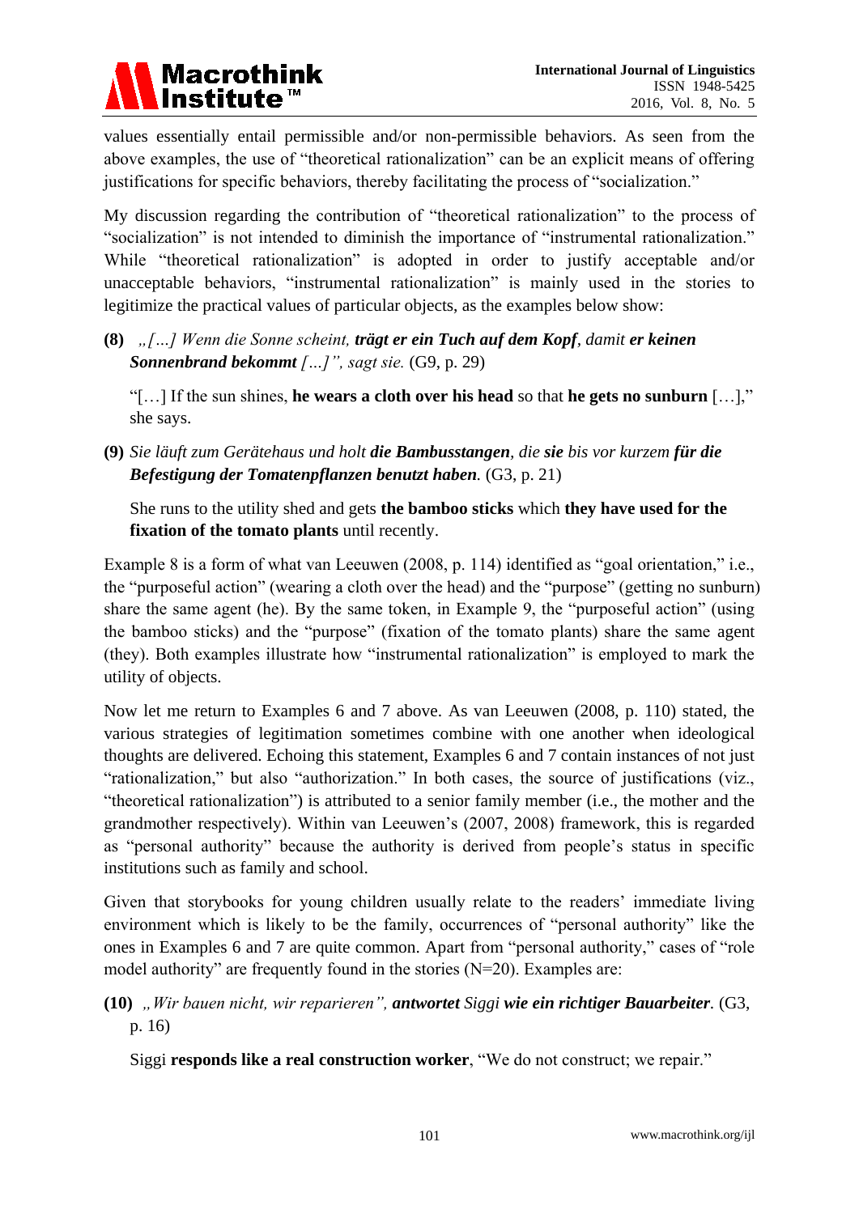values essentially entail permissible and/or non-permissible behaviors. As seen from the above examples, the use of "theoretical rationalization" can be an explicit means of offering justifications for specific behaviors, thereby facilitating the process of "socialization."

My discussion regarding the contribution of "theoretical rationalization" to the process of "socialization" is not intended to diminish the importance of "instrumental rationalization." While "theoretical rationalization" is adopted in order to justify acceptable and/or unacceptable behaviors, "instrumental rationalization" is mainly used in the stories to legitimize the practical values of particular objects, as the examples below show:

**(8)** *„[…] Wenn die Sonne scheint, **trägt er ein Tuch auf dem Kopf**, damit **er keinen Sonnenbrand bekommt** […]", sagt sie.* (G9, p. 29)

"[…] If the sun shines, **he wears a cloth over his head** so that **he gets no sunburn** […]," she says.

**(9)** *Sie läuft zum Gerätehaus und holt **die Bambusstangen**, die **sie** bis vor kurzem **für die Befestigung der Tomatenpflanzen benutzt haben**.* (G3, p. 21)

She runs to the utility shed and gets **the bamboo sticks** which **they have used for the fixation of the tomato plants** until recently.

Example 8 is a form of what van Leeuwen (2008, p. 114) identified as "goal orientation," i.e., the "purposeful action" (wearing a cloth over the head) and the "purpose" (getting no sunburn) share the same agent (he). By the same token, in Example 9, the "purposeful action" (using the bamboo sticks) and the "purpose" (fixation of the tomato plants) share the same agent (they). Both examples illustrate how "instrumental rationalization" is employed to mark the utility of objects.

Now let me return to Examples 6 and 7 above. As van Leeuwen (2008, p. 110) stated, the various strategies of legitimation sometimes combine with one another when ideological thoughts are delivered. Echoing this statement, Examples 6 and 7 contain instances of not just "rationalization," but also "authorization." In both cases, the source of justifications (viz., "theoretical rationalization") is attributed to a senior family member (i.e., the mother and the grandmother respectively). Within van Leeuwen's (2007, 2008) framework, this is regarded as "personal authority" because the authority is derived from people's status in specific institutions such as family and school.

Given that storybooks for young children usually relate to the readers' immediate living environment which is likely to be the family, occurrences of "personal authority" like the ones in Examples 6 and 7 are quite common. Apart from "personal authority," cases of "role model authority" are frequently found in the stories (N=20). Examples are:

**(10)** *„Wir bauen nicht, wir reparieren", **antwortet** Siggi **wie ein richtiger Bauarbeiter**.* (G3, p. 16)

Siggi **responds like a real construction worker**, "We do not construct; we repair."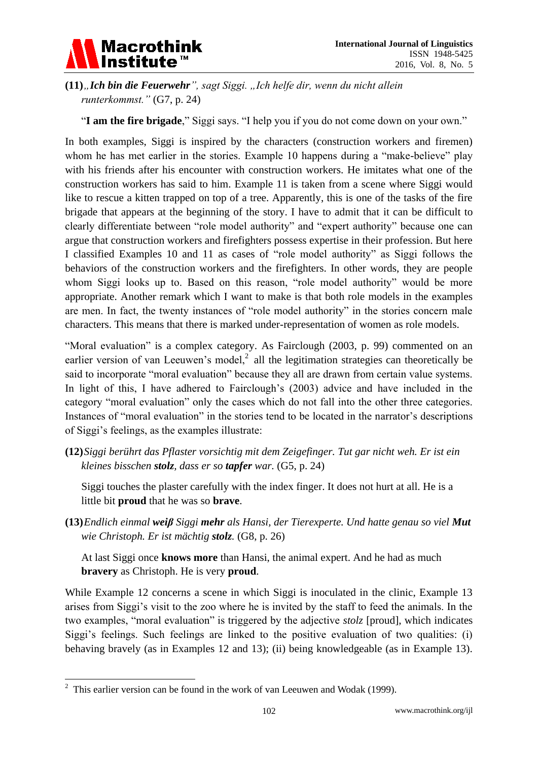**(11)** *„**Ich bin die Feuerwehr**", sagt Siggi. „Ich helfe dir, wenn du nicht allein runterkommst."* (G7, p. 24)

"**I am the fire brigade**," Siggi says. "I help you if you do not come down on your own."

In both examples, Siggi is inspired by the characters (construction workers and firemen) whom he has met earlier in the stories. Example 10 happens during a "make-believe" play with his friends after his encounter with construction workers. He imitates what one of the construction workers has said to him. Example 11 is taken from a scene where Siggi would like to rescue a kitten trapped on top of a tree. Apparently, this is one of the tasks of the fire brigade that appears at the beginning of the story. I have to admit that it can be difficult to clearly differentiate between "role model authority" and "expert authority" because one can argue that construction workers and firefighters possess expertise in their profession. But here I classified Examples 10 and 11 as cases of "role model authority" as Siggi follows the behaviors of the construction workers and the firefighters. In other words, they are people whom Siggi looks up to. Based on this reason, "role model authority" would be more appropriate. Another remark which I want to make is that both role models in the examples are men. In fact, the twenty instances of "role model authority" in the stories concern male characters. This means that there is marked under-representation of women as role models.

"Moral evaluation" is a complex category. As Fairclough (2003, p. 99) commented on an earlier version of van Leeuwen's model,[2] all the legitimation strategies can theoretically be said to incorporate "moral evaluation" because they all are drawn from certain value systems. In light of this, I have adhered to Fairclough's (2003) advice and have included in the category "moral evaluation" only the cases which do not fall into the other three categories. Instances of "moral evaluation" in the stories tend to be located in the narrator's descriptions of Siggi's feelings, as the examples illustrate:

**(12)** *Siggi berührt das Pflaster vorsichtig mit dem Zeigefinger. Tut gar nicht weh. Er ist ein kleines bisschen **stolz**, dass er so **tapfer** war.* (G5, p. 24)

Siggi touches the plaster carefully with the index finger. It does not hurt at all. He is a little bit **proud** that he was so **brave**.

**(13)** *Endlich einmal **weiß** Siggi **mehr** als Hansi, der Tierexperte. Und hatte genau so viel **Mut** wie Christoph. Er ist mächtig **stolz**.* (G8, p. 26)

At last Siggi once **knows more** than Hansi, the animal expert. And he had as much **bravery** as Christoph. He is very **proud**.

While Example 12 concerns a scene in which Siggi is inoculated in the clinic, Example 13 arises from Siggi's visit to the zoo where he is invited by the staff to feed the animals. In the two examples, "moral evaluation" is triggered by the adjective *stolz* [proud], which indicates Siggi's feelings. Such feelings are linked to the positive evaluation of two qualities: (i) behaving bravely (as in Examples 12 and 13); (ii) being knowledgeable (as in Example 13).

---

[2] This earlier version can be found in the work of van Leeuwen and Wodak (1999).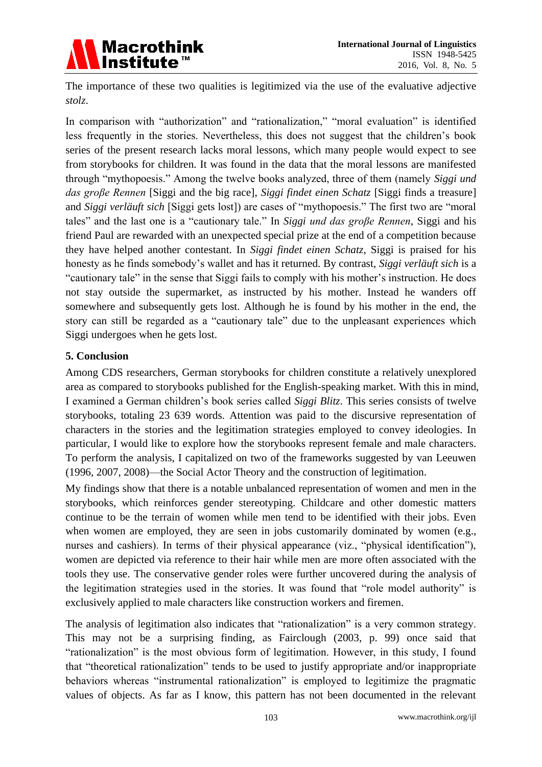The importance of these two qualities is legitimized via the use of the evaluative adjective *stolz*.

In comparison with "authorization" and "rationalization," "moral evaluation" is identified less frequently in the stories. Nevertheless, this does not suggest that the children's book series of the present research lacks moral lessons, which many people would expect to see from storybooks for children. It was found in the data that the moral lessons are manifested through "mythopoesis." Among the twelve books analyzed, three of them (namely *Siggi und das große Rennen* [Siggi and the big race], *Siggi findet einen Schatz* [Siggi finds a treasure] and *Siggi verläuft sich* [Siggi gets lost]) are cases of "mythopoesis." The first two are "moral tales" and the last one is a "cautionary tale." In *Siggi und das große Rennen*, Siggi and his friend Paul are rewarded with an unexpected special prize at the end of a competition because they have helped another contestant. In *Siggi findet einen Schatz*, Siggi is praised for his honesty as he finds somebody's wallet and has it returned. By contrast, *Siggi verläuft sich* is a "cautionary tale" in the sense that Siggi fails to comply with his mother's instruction. He does not stay outside the supermarket, as instructed by his mother. Instead he wanders off somewhere and subsequently gets lost. Although he is found by his mother in the end, the story can still be regarded as a "cautionary tale" due to the unpleasant experiences which Siggi undergoes when he gets lost.

## 5. Conclusion

Among CDS researchers, German storybooks for children constitute a relatively unexplored area as compared to storybooks published for the English-speaking market. With this in mind, I examined a German children's book series called *Siggi Blitz*. This series consists of twelve storybooks, totaling 23 639 words. Attention was paid to the discursive representation of characters in the stories and the legitimation strategies employed to convey ideologies. In particular, I would like to explore how the storybooks represent female and male characters. To perform the analysis, I capitalized on two of the frameworks suggested by van Leeuwen (1996, 2007, 2008)—the Social Actor Theory and the construction of legitimation.

My findings show that there is a notable unbalanced representation of women and men in the storybooks, which reinforces gender stereotyping. Childcare and other domestic matters continue to be the terrain of women while men tend to be identified with their jobs. Even when women are employed, they are seen in jobs customarily dominated by women (e.g., nurses and cashiers). In terms of their physical appearance (viz., "physical identification"), women are depicted via reference to their hair while men are more often associated with the tools they use. The conservative gender roles were further uncovered during the analysis of the legitimation strategies used in the stories. It was found that "role model authority" is exclusively applied to male characters like construction workers and firemen.

The analysis of legitimation also indicates that "rationalization" is a very common strategy. This may not be a surprising finding, as Fairclough (2003, p. 99) once said that "rationalization" is the most obvious form of legitimation. However, in this study, I found that "theoretical rationalization" tends to be used to justify appropriate and/or inappropriate behaviors whereas "instrumental rationalization" is employed to legitimize the pragmatic values of objects. As far as I know, this pattern has not been documented in the relevant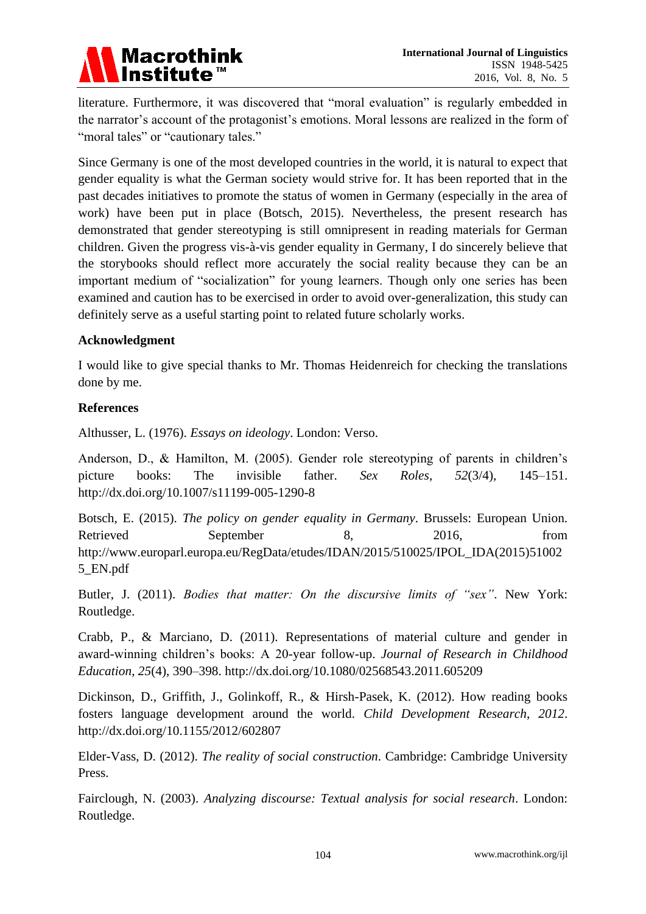literature. Furthermore, it was discovered that "moral evaluation" is regularly embedded in the narrator's account of the protagonist's emotions. Moral lessons are realized in the form of "moral tales" or "cautionary tales."

Since Germany is one of the most developed countries in the world, it is natural to expect that gender equality is what the German society would strive for. It has been reported that in the past decades initiatives to promote the status of women in Germany (especially in the area of work) have been put in place (Botsch, 2015). Nevertheless, the present research has demonstrated that gender stereotyping is still omnipresent in reading materials for German children. Given the progress vis-à-vis gender equality in Germany, I do sincerely believe that the storybooks should reflect more accurately the social reality because they can be an important medium of "socialization" for young learners. Though only one series has been examined and caution has to be exercised in order to avoid over-generalization, this study can definitely serve as a useful starting point to related future scholarly works.

**Acknowledgment**

I would like to give special thanks to Mr. Thomas Heidenreich for checking the translations done by me.

**References**

Althusser, L. (1976). *Essays on ideology*. London: Verso.

Anderson, D., & Hamilton, M. (2005). Gender role stereotyping of parents in children's picture books: The invisible father. *Sex Roles*, *52*(3/4), 145–151. http://dx.doi.org/10.1007/s11199-005-1290-8

Botsch, E. (2015). *The policy on gender equality in Germany*. Brussels: European Union. Retrieved September 8, 2016, from http://www.europarl.europa.eu/RegData/etudes/IDAN/2015/510025/IPOL_IDA(2015)510025_EN.pdf

Butler, J. (2011). *Bodies that matter: On the discursive limits of "sex"*. New York: Routledge.

Crabb, P., & Marciano, D. (2011). Representations of material culture and gender in award-winning children's books: A 20-year follow-up. *Journal of Research in Childhood Education*, *25*(4), 390–398. http://dx.doi.org/10.1080/02568543.2011.605209

Dickinson, D., Griffith, J., Golinkoff, R., & Hirsh-Pasek, K. (2012). How reading books fosters language development around the world. *Child Development Research*, *2012*. http://dx.doi.org/10.1155/2012/602807

Elder-Vass, D. (2012). *The reality of social construction*. Cambridge: Cambridge University Press.

Fairclough, N. (2003). *Analyzing discourse: Textual analysis for social research*. London: Routledge.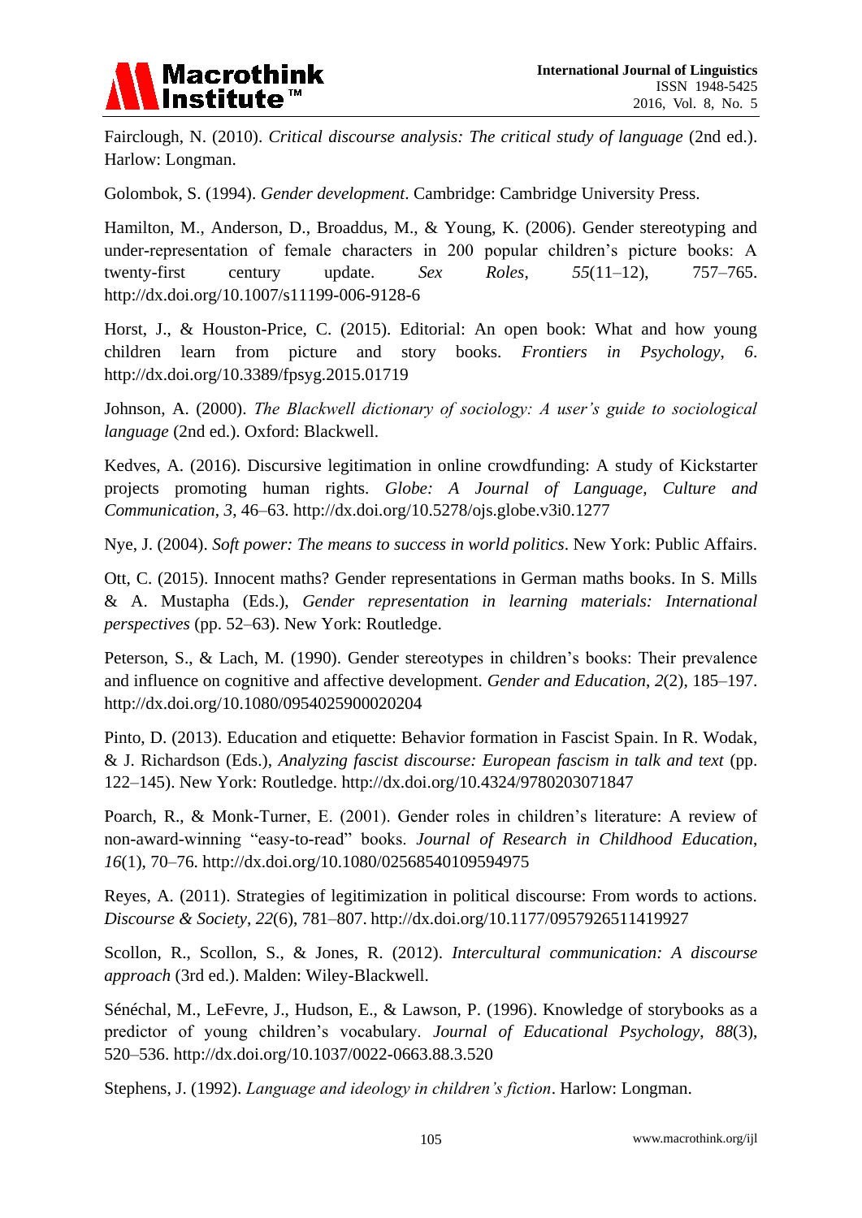Fairclough, N. (2010). *Critical discourse analysis: The critical study of language* (2nd ed.). Harlow: Longman.

Golombok, S. (1994). *Gender development*. Cambridge: Cambridge University Press.

Hamilton, M., Anderson, D., Broaddus, M., & Young, K. (2006). Gender stereotyping and under-representation of female characters in 200 popular children's picture books: A twenty-first century update. *Sex Roles*, *55*(11–12), 757–765. http://dx.doi.org/10.1007/s11199-006-9128-6

Horst, J., & Houston-Price, C. (2015). Editorial: An open book: What and how young children learn from picture and story books. *Frontiers in Psychology*, *6*. http://dx.doi.org/10.3389/fpsyg.2015.01719

Johnson, A. (2000). *The Blackwell dictionary of sociology: A user's guide to sociological language* (2nd ed.). Oxford: Blackwell.

Kedves, A. (2016). Discursive legitimation in online crowdfunding: A study of Kickstarter projects promoting human rights. *Globe: A Journal of Language, Culture and Communication*, *3*, 46–63. http://dx.doi.org/10.5278/ojs.globe.v3i0.1277

Nye, J. (2004). *Soft power: The means to success in world politics*. New York: Public Affairs.

Ott, C. (2015). Innocent maths? Gender representations in German maths books. In S. Mills & A. Mustapha (Eds.), *Gender representation in learning materials: International perspectives* (pp. 52–63). New York: Routledge.

Peterson, S., & Lach, M. (1990). Gender stereotypes in children's books: Their prevalence and influence on cognitive and affective development. *Gender and Education*, *2*(2), 185–197. http://dx.doi.org/10.1080/0954025900020204

Pinto, D. (2013). Education and etiquette: Behavior formation in Fascist Spain. In R. Wodak, & J. Richardson (Eds.), *Analyzing fascist discourse: European fascism in talk and text* (pp. 122–145). New York: Routledge. http://dx.doi.org/10.4324/9780203071847

Poarch, R., & Monk-Turner, E. (2001). Gender roles in children's literature: A review of non-award-winning "easy-to-read" books. *Journal of Research in Childhood Education*, *16*(1), 70–76. http://dx.doi.org/10.1080/02568540109594975

Reyes, A. (2011). Strategies of legitimization in political discourse: From words to actions. *Discourse & Society*, *22*(6), 781–807. http://dx.doi.org/10.1177/0957926511419927

Scollon, R., Scollon, S., & Jones, R. (2012). *Intercultural communication: A discourse approach* (3rd ed.). Malden: Wiley-Blackwell.

Sénéchal, M., LeFevre, J., Hudson, E., & Lawson, P. (1996). Knowledge of storybooks as a predictor of young children's vocabulary. *Journal of Educational Psychology*, *88*(3), 520–536. http://dx.doi.org/10.1037/0022-0663.88.3.520

Stephens, J. (1992). *Language and ideology in children's fiction*. Harlow: Longman.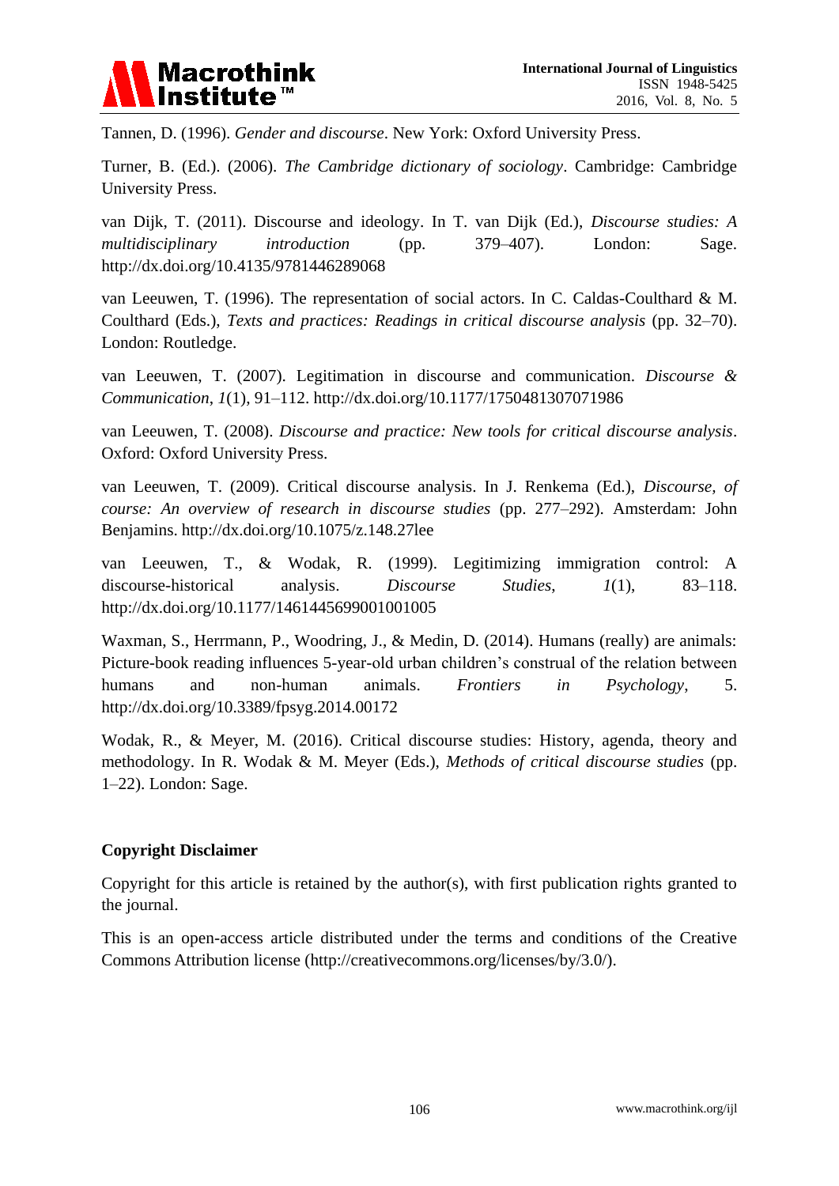Tannen, D. (1996). *Gender and discourse*. New York: Oxford University Press.

Turner, B. (Ed.). (2006). *The Cambridge dictionary of sociology*. Cambridge: Cambridge University Press.

van Dijk, T. (2011). Discourse and ideology. In T. van Dijk (Ed.), *Discourse studies: A multidisciplinary introduction* (pp. 379–407). London: Sage. http://dx.doi.org/10.4135/9781446289068

van Leeuwen, T. (1996). The representation of social actors. In C. Caldas-Coulthard & M. Coulthard (Eds.), *Texts and practices: Readings in critical discourse analysis* (pp. 32–70). London: Routledge.

van Leeuwen, T. (2007). Legitimation in discourse and communication. *Discourse & Communication*, *1*(1), 91–112. http://dx.doi.org/10.1177/1750481307071986

van Leeuwen, T. (2008). *Discourse and practice: New tools for critical discourse analysis*. Oxford: Oxford University Press.

van Leeuwen, T. (2009). Critical discourse analysis. In J. Renkema (Ed.), *Discourse, of course: An overview of research in discourse studies* (pp. 277–292). Amsterdam: John Benjamins. http://dx.doi.org/10.1075/z.148.27lee

van Leeuwen, T., & Wodak, R. (1999). Legitimizing immigration control: A discourse-historical analysis. *Discourse Studies*, *1*(1), 83–118. http://dx.doi.org/10.1177/1461445699001001005

Waxman, S., Herrmann, P., Woodring, J., & Medin, D. (2014). Humans (really) are animals: Picture-book reading influences 5-year-old urban children's construal of the relation between humans and non-human animals. *Frontiers in Psychology*, 5. http://dx.doi.org/10.3389/fpsyg.2014.00172

Wodak, R., & Meyer, M. (2016). Critical discourse studies: History, agenda, theory and methodology. In R. Wodak & M. Meyer (Eds.), *Methods of critical discourse studies* (pp. 1–22). London: Sage.

**Copyright Disclaimer**

Copyright for this article is retained by the author(s), with first publication rights granted to the journal.

This is an open-access article distributed under the terms and conditions of the Creative Commons Attribution license (http://creativecommons.org/licenses/by/3.0/).